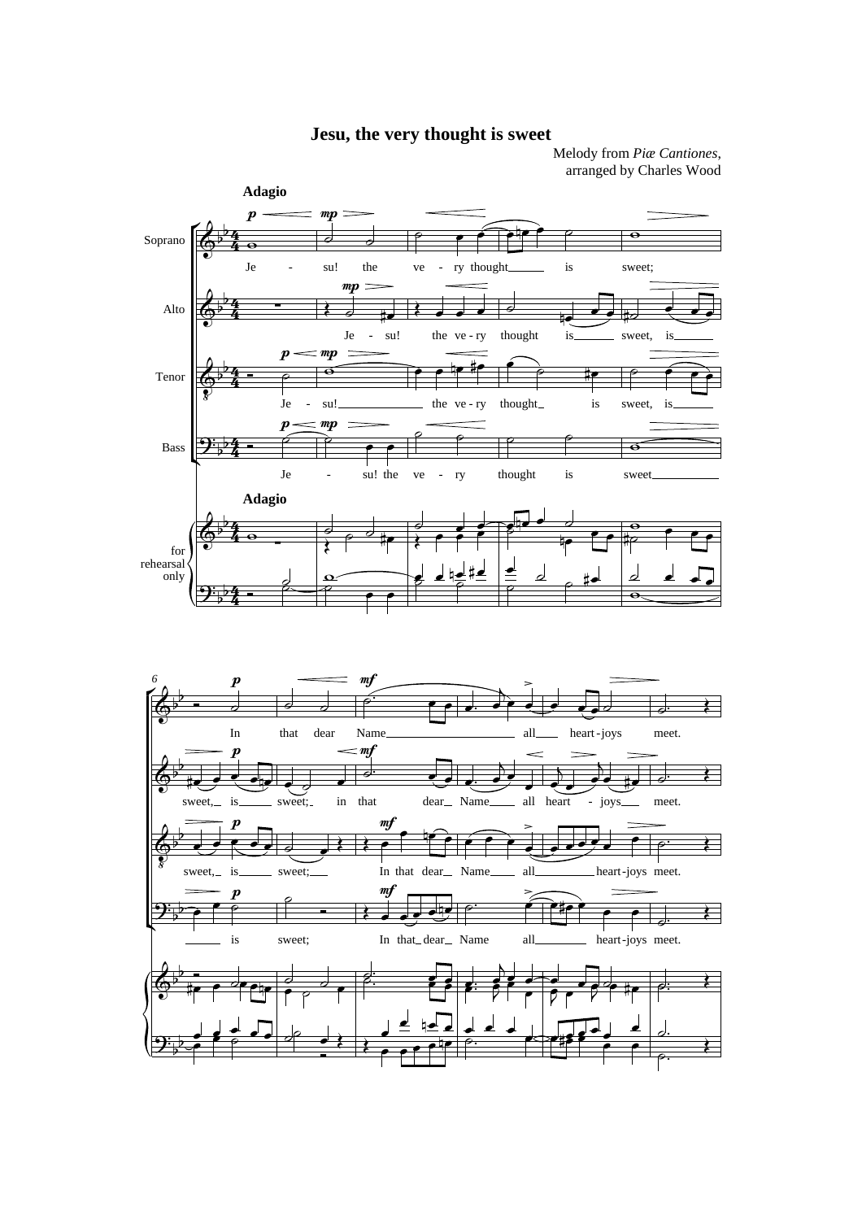# Jesu, the very thought is sweet

Melody from *Piæ Cantiones*,
arranged by Charles Wood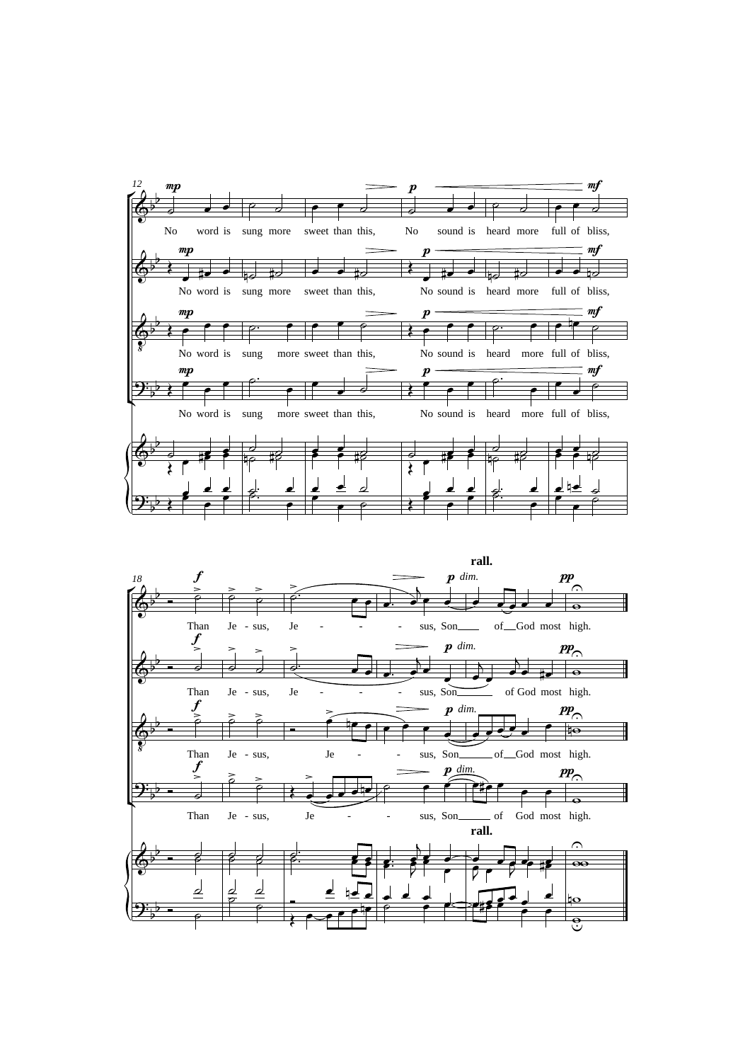12

No word is sung more sweet than this,
No sound is heard more full of bliss,

18

rall.

Than Je - sus, Je - sus, Son of God most high.